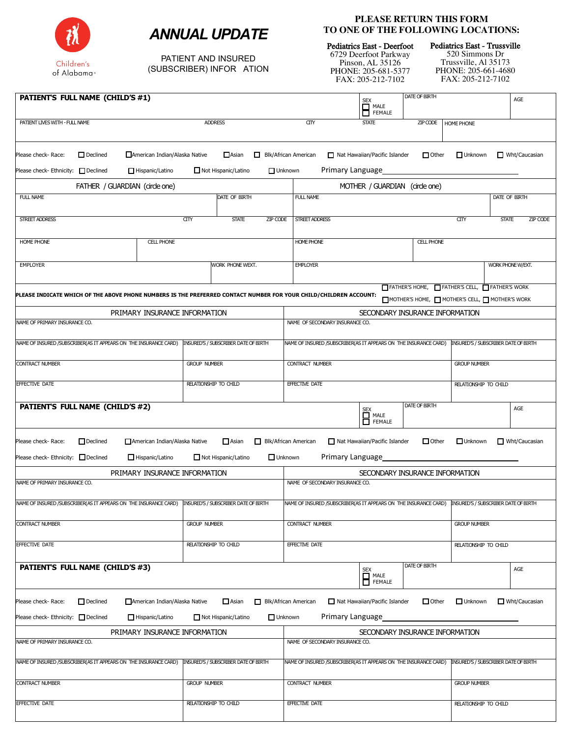Children's of Alabama

# ANNUAL UPDATE

PATIENT AND INSURED (SUBSCRIBER) INFOR ATION

**PLEASE RETURN THIS FORM TO ONE OF THE FOLLOWING LOCATIONS:**

**Pediatrics East - Deerfoot**
6729 Deerfoot Parkway
Pinson, AL 35126
PHONE: 205-681-5377
FAX: 205-212-7102

**Pediatrics East - Trussville**
520 Simmons Dr
Trussville, Al 35173
PHONE: 205-661-4680
FAX: 205-212-7102

| **PATIENT'S FULL NAME (CHILD'S #1)** | | | SEX ☐ MALE ☐ FEMALE | DATE OF BIRTH | AGE |
|---|---|---|---|---|---|
| PATIENT LIVES WITH - FULL NAME | ADDRESS | CITY | STATE | ZIP CODE | HOME PHONE |

Please check- Race: ☐ Declined ☐ American Indian/Alaska Native ☐ Asian ☐ Blk/African American ☐ Nat Hawaiian/Pacific Islander ☐ Other ☐ Unknown ☐ Wht/Caucasian

Please check- Ethnicity: ☐ Declined ☐ Hispanic/Latino ☐ Not Hispanic/Latino ☐ Unknown Primary Language\_\_\_\_\_\_\_\_\_\_\_\_\_\_\_\_\_\_\_\_

| FATHER / GUARDIAN (circle one) | | | | MOTHER / GUARDIAN (circle one) | | | |
|---|---|---|---|---|---|---|---|
| FULL NAME | | DATE OF BIRTH | | FULL NAME | | DATE OF BIRTH | |
| STREET ADDRESS | CITY | STATE | ZIP CODE | STREET ADDRESS | CITY | STATE | ZIP CODE |
| HOME PHONE | CELL PHONE | | | HOME PHONE | CELL PHONE | | |
| EMPLOYER | | WORK PHONE W/EXT. | | EMPLOYER | | WORK PHONE W/EXT. | |

**PLEASE INDICATE WHICH OF THE ABOVE PHONE NUMBERS IS THE PREFERRED CONTACT NUMBER FOR YOUR CHILD/CHILDREN ACCOUNT:** ☐ FATHER'S HOME, ☐ FATHER'S CELL, ☐ FATHER'S WORK ☐ MOTHER'S HOME, ☐ MOTHER'S CELL, ☐ MOTHER'S WORK

| PRIMARY INSURANCE INFORMATION | | SECONDARY INSURANCE INFORMATION | |
|---|---|---|---|
| NAME OF PRIMARY INSURANCE CO. | | NAME OF SECONDARY INSURANCE CO. | |
| NAME OF INSURED /SUBSCRIBER(AS IT APPEARS ON THE INSURANCE CARD) | INSURED'S / SUBSCRIBER DATE OF BIRTH | NAME OF INSURED /SUBSCRIBER(AS IT APPEARS ON THE INSURANCE CARD) | INSURED'S / SUBSCRIBER DATE OF BIRTH |
| CONTRACT NUMBER | GROUP NUMBER | CONTRACT NUMBER | GROUP NUMBER |
| EFFECTIVE DATE | RELATIONSHIP TO CHILD | EFFECTIVE DATE | RELATIONSHIP TO CHILD |

| **PATIENT'S FULL NAME (CHILD'S #2)** | SEX ☐ MALE ☐ FEMALE | DATE OF BIRTH | AGE |
|---|---|---|---|

Please check- Race: ☐ Declined ☐ American Indian/Alaska Native ☐ Asian ☐ Blk/African American ☐ Nat Hawaiian/Pacific Islander ☐ Other ☐ Unknown ☐ Wht/Caucasian

Please check- Ethnicity: ☐ Declined ☐ Hispanic/Latino ☐ Not Hispanic/Latino ☐ Unknown Primary Language\_\_\_\_\_\_\_\_\_\_\_\_\_\_\_\_\_\_\_\_

| PRIMARY INSURANCE INFORMATION | | SECONDARY INSURANCE INFORMATION | |
|---|---|---|---|
| NAME OF PRIMARY INSURANCE CO. | | NAME OF SECONDARY INSURANCE CO. | |
| NAME OF INSURED /SUBSCRIBER(AS IT APPEARS ON THE INSURANCE CARD) | INSURED'S / SUBSCRIBER DATE OF BIRTH | NAME OF INSURED /SUBSCRIBER(AS IT APPEARS ON THE INSURANCE CARD) | INSURED'S / SUBSCRIBER DATE OF BIRTH |
| CONTRACT NUMBER | GROUP NUMBER | CONTRACT NUMBER | GROUP NUMBER |
| EFFECTIVE DATE | RELATIONSHIP TO CHILD | EFFECTIVE DATE | RELATIONSHIP TO CHILD |

| **PATIENT'S FULL NAME (CHILD'S #3)** | SEX ☐ MALE ☐ FEMALE | DATE OF BIRTH | AGE |
|---|---|---|---|

Please check- Race: ☐ Declined ☐ American Indian/Alaska Native ☐ Asian ☐ Blk/African American ☐ Nat Hawaiian/Pacific Islander ☐ Other ☐ Unknown ☐ Wht/Caucasian

Please check- Ethnicity: ☐ Declined ☐ Hispanic/Latino ☐ Not Hispanic/Latino ☐ Unknown Primary Language\_\_\_\_\_\_\_\_\_\_\_\_\_\_\_\_\_\_\_\_

| PRIMARY INSURANCE INFORMATION | | SECONDARY INSURANCE INFORMATION | |
|---|---|---|---|
| NAME OF PRIMARY INSURANCE CO. | | NAME OF SECONDARY INSURANCE CO. | |
| NAME OF INSURED /SUBSCRIBER(AS IT APPEARS ON THE INSURANCE CARD) | INSURED'S / SUBSCRIBER DATE OF BIRTH | NAME OF INSURED /SUBSCRIBER(AS IT APPEARS ON THE INSURANCE CARD) | INSURED'S / SUBSCRIBER DATE OF BIRTH |
| CONTRACT NUMBER | GROUP NUMBER | CONTRACT NUMBER | GROUP NUMBER |
| EFFECTIVE DATE | RELATIONSHIP TO CHILD | EFFECTIVE DATE | RELATIONSHIP TO CHILD |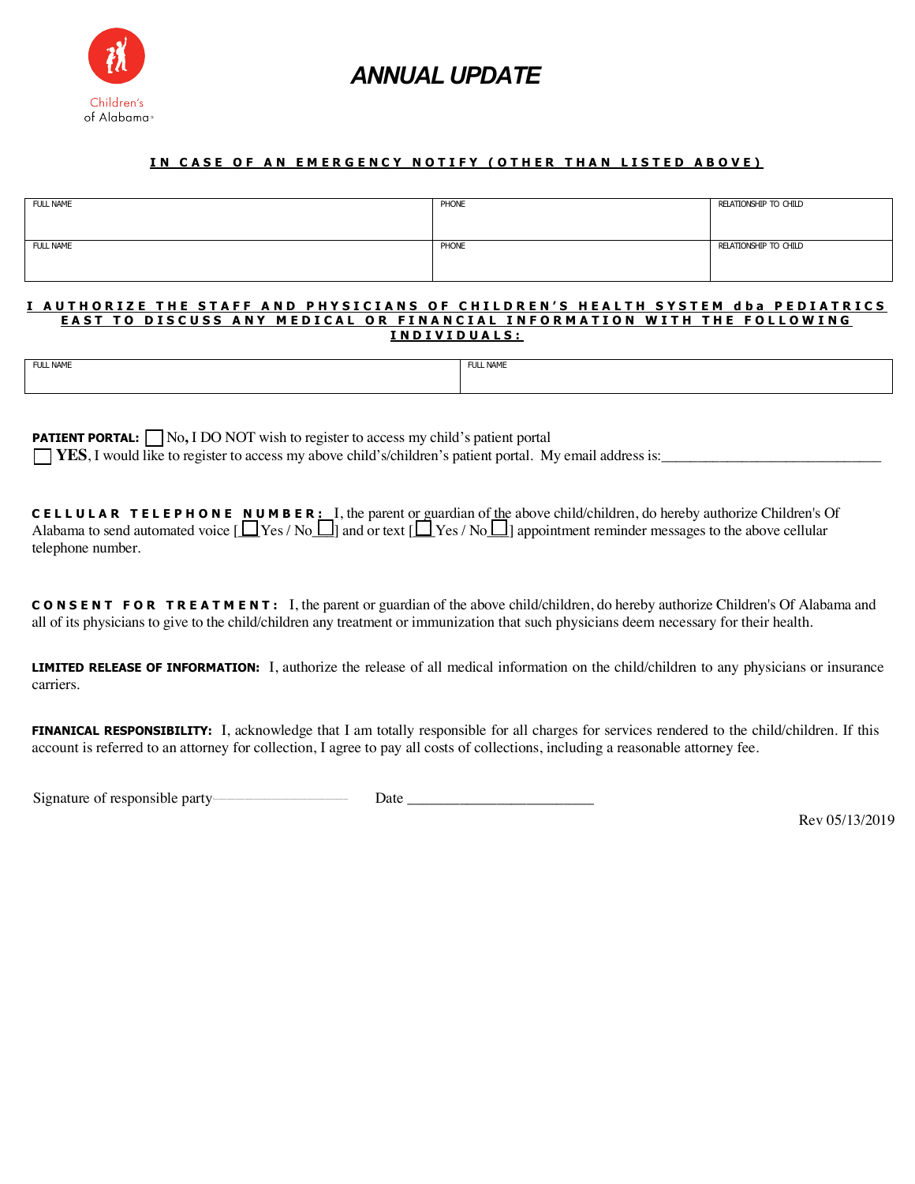Children's of Alabama

# ANNUAL UPDATE

**IN CASE OF AN EMERGENCY NOTIFY (OTHER THAN LISTED ABOVE)**

| FULL NAME | PHONE | RELATIONSHIP TO CHILD |
|---|---|---|
| FULL NAME | PHONE | RELATIONSHIP TO CHILD |

**I AUTHORIZE THE STAFF AND PHYSICIANS OF CHILDREN'S HEALTH SYSTEM dba PEDIATRICS EAST TO DISCUSS ANY MEDICAL OR FINANCIAL INFORMATION WITH THE FOLLOWING INDIVIDUALS:**

| FULL NAME | FULL NAME |
|---|---|

**PATIENT PORTAL:** ☐ No, I DO NOT wish to register to access my child's patient portal

☐ **YES**, I would like to register to access my above child's/children's patient portal. My email address is:_______________________________

**CELLULAR TELEPHONE NUMBER:** I, the parent or guardian of the above child/children, do hereby authorize Children's Of Alabama to send automated voice [☐ Yes / No ☐] and or text [☐ Yes / No ☐] appointment reminder messages to the above cellular telephone number.

**CONSENT FOR TREATMENT:** I, the parent or guardian of the above child/children, do hereby authorize Children's Of Alabama and all of its physicians to give to the child/children any treatment or immunization that such physicians deem necessary for their health.

**LIMITED RELEASE OF INFORMATION:** I, authorize the release of all medical information on the child/children to any physicians or insurance carriers.

**FINANICAL RESPONSIBILITY:** I, acknowledge that I am totally responsible for all charges for services rendered to the child/children. If this account is referred to an attorney for collection, I agree to pay all costs of collections, including a reasonable attorney fee.

Signature of responsible party____________________ Date _________________________

Rev 05/13/2019